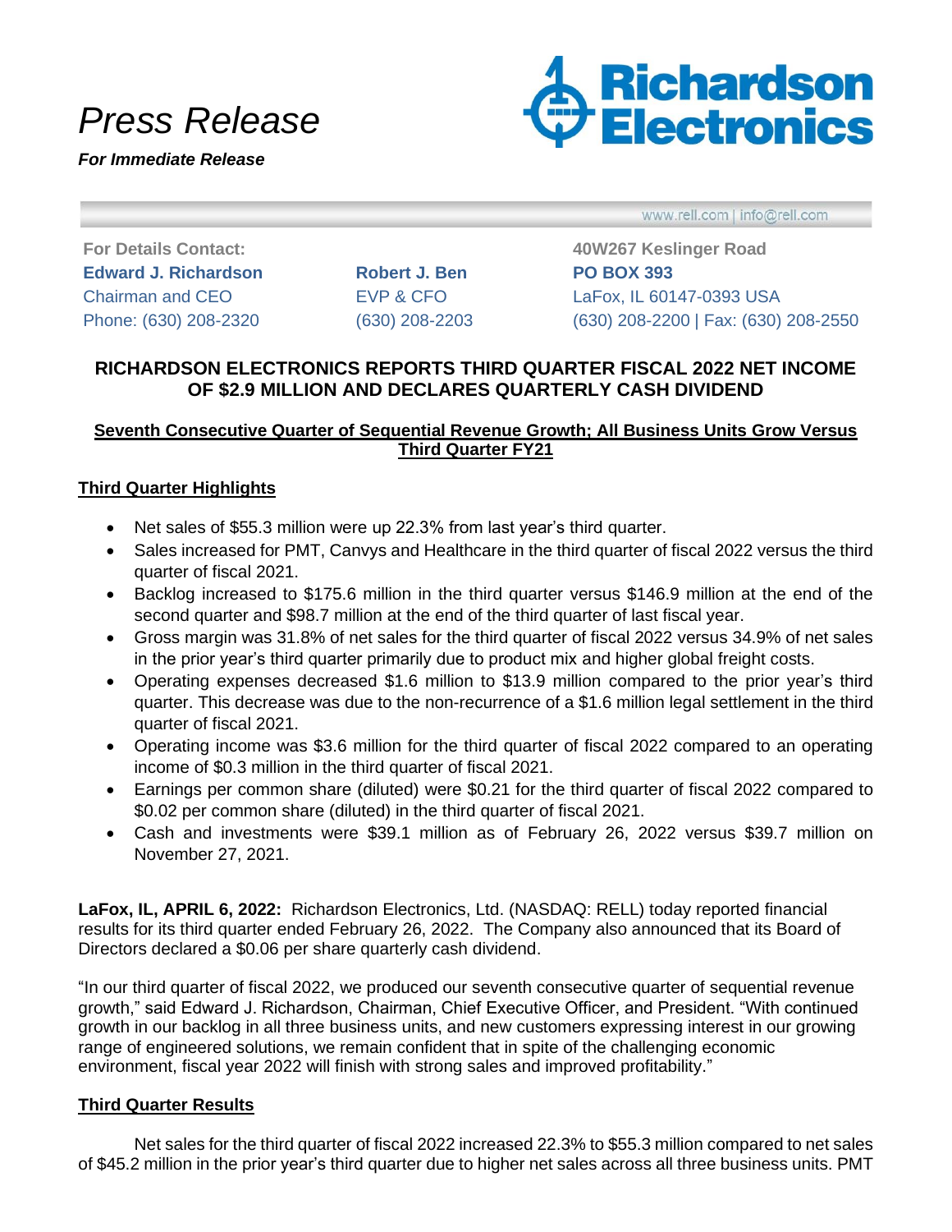# Press Release

***For Immediate Release***

www.rell.com | info@rell.com

**For Details Contact:**

**Edward J. Richardson**
Chairman and CEO
Phone: (630) 208-2320

**Robert J. Ben**
EVP & CFO
(630) 208-2203

**40W267 Keslinger Road**
**PO BOX 393**
LaFox, IL 60147-0393 USA
(630) 208-2200 | Fax: (630) 208-2550

## RICHARDSON ELECTRONICS REPORTS THIRD QUARTER FISCAL 2022 NET INCOME OF $2.9 MILLION AND DECLARES QUARTERLY CASH DIVIDEND

**Seventh Consecutive Quarter of Sequential Revenue Growth; All Business Units Grow Versus Third Quarter FY21**

### Third Quarter Highlights

- Net sales of $55.3 million were up 22.3% from last year's third quarter.
- Sales increased for PMT, Canvys and Healthcare in the third quarter of fiscal 2022 versus the third quarter of fiscal 2021.
- Backlog increased to $175.6 million in the third quarter versus $146.9 million at the end of the second quarter and $98.7 million at the end of the third quarter of last fiscal year.
- Gross margin was 31.8% of net sales for the third quarter of fiscal 2022 versus 34.9% of net sales in the prior year's third quarter primarily due to product mix and higher global freight costs.
- Operating expenses decreased $1.6 million to $13.9 million compared to the prior year's third quarter. This decrease was due to the non-recurrence of a $1.6 million legal settlement in the third quarter of fiscal 2021.
- Operating income was $3.6 million for the third quarter of fiscal 2022 compared to an operating income of $0.3 million in the third quarter of fiscal 2021.
- Earnings per common share (diluted) were $0.21 for the third quarter of fiscal 2022 compared to $0.02 per common share (diluted) in the third quarter of fiscal 2021.
- Cash and investments were $39.1 million as of February 26, 2022 versus $39.7 million on November 27, 2021.

**LaFox, IL, APRIL 6, 2022:** Richardson Electronics, Ltd. (NASDAQ: RELL) today reported financial results for its third quarter ended February 26, 2022. The Company also announced that its Board of Directors declared a $0.06 per share quarterly cash dividend.

"In our third quarter of fiscal 2022, we produced our seventh consecutive quarter of sequential revenue growth," said Edward J. Richardson, Chairman, Chief Executive Officer, and President. "With continued growth in our backlog in all three business units, and new customers expressing interest in our growing range of engineered solutions, we remain confident that in spite of the challenging economic environment, fiscal year 2022 will finish with strong sales and improved profitability."

### Third Quarter Results

Net sales for the third quarter of fiscal 2022 increased 22.3% to $55.3 million compared to net sales of $45.2 million in the prior year's third quarter due to higher net sales across all three business units. PMT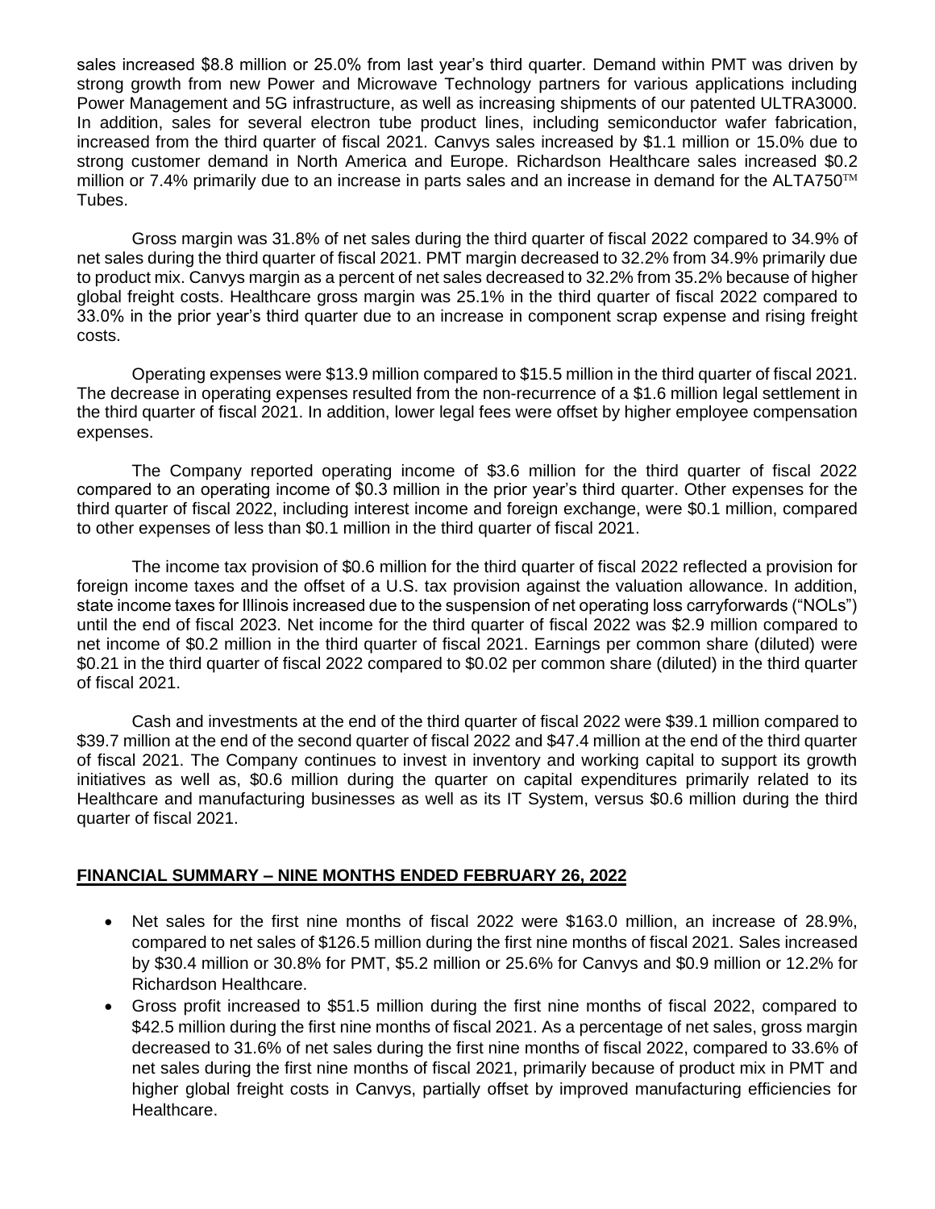sales increased $8.8 million or 25.0% from last year's third quarter. Demand within PMT was driven by strong growth from new Power and Microwave Technology partners for various applications including Power Management and 5G infrastructure, as well as increasing shipments of our patented ULTRA3000. In addition, sales for several electron tube product lines, including semiconductor wafer fabrication, increased from the third quarter of fiscal 2021. Canvys sales increased by $1.1 million or 15.0% due to strong customer demand in North America and Europe. Richardson Healthcare sales increased $0.2 million or 7.4% primarily due to an increase in parts sales and an increase in demand for the ALTA750™ Tubes.

Gross margin was 31.8% of net sales during the third quarter of fiscal 2022 compared to 34.9% of net sales during the third quarter of fiscal 2021. PMT margin decreased to 32.2% from 34.9% primarily due to product mix. Canvys margin as a percent of net sales decreased to 32.2% from 35.2% because of higher global freight costs. Healthcare gross margin was 25.1% in the third quarter of fiscal 2022 compared to 33.0% in the prior year's third quarter due to an increase in component scrap expense and rising freight costs.

Operating expenses were $13.9 million compared to $15.5 million in the third quarter of fiscal 2021. The decrease in operating expenses resulted from the non-recurrence of a $1.6 million legal settlement in the third quarter of fiscal 2021. In addition, lower legal fees were offset by higher employee compensation expenses.

The Company reported operating income of $3.6 million for the third quarter of fiscal 2022 compared to an operating income of $0.3 million in the prior year's third quarter. Other expenses for the third quarter of fiscal 2022, including interest income and foreign exchange, were $0.1 million, compared to other expenses of less than $0.1 million in the third quarter of fiscal 2021.

The income tax provision of $0.6 million for the third quarter of fiscal 2022 reflected a provision for foreign income taxes and the offset of a U.S. tax provision against the valuation allowance. In addition, state income taxes for Illinois increased due to the suspension of net operating loss carryforwards ("NOLs") until the end of fiscal 2023. Net income for the third quarter of fiscal 2022 was $2.9 million compared to net income of $0.2 million in the third quarter of fiscal 2021. Earnings per common share (diluted) were $0.21 in the third quarter of fiscal 2022 compared to $0.02 per common share (diluted) in the third quarter of fiscal 2021.

Cash and investments at the end of the third quarter of fiscal 2022 were $39.1 million compared to $39.7 million at the end of the second quarter of fiscal 2022 and $47.4 million at the end of the third quarter of fiscal 2021. The Company continues to invest in inventory and working capital to support its growth initiatives as well as, $0.6 million during the quarter on capital expenditures primarily related to its Healthcare and manufacturing businesses as well as its IT System, versus $0.6 million during the third quarter of fiscal 2021.

## FINANCIAL SUMMARY – NINE MONTHS ENDED FEBRUARY 26, 2022

- Net sales for the first nine months of fiscal 2022 were $163.0 million, an increase of 28.9%, compared to net sales of $126.5 million during the first nine months of fiscal 2021. Sales increased by $30.4 million or 30.8% for PMT, $5.2 million or 25.6% for Canvys and $0.9 million or 12.2% for Richardson Healthcare.
- Gross profit increased to $51.5 million during the first nine months of fiscal 2022, compared to $42.5 million during the first nine months of fiscal 2021. As a percentage of net sales, gross margin decreased to 31.6% of net sales during the first nine months of fiscal 2022, compared to 33.6% of net sales during the first nine months of fiscal 2021, primarily because of product mix in PMT and higher global freight costs in Canvys, partially offset by improved manufacturing efficiencies for Healthcare.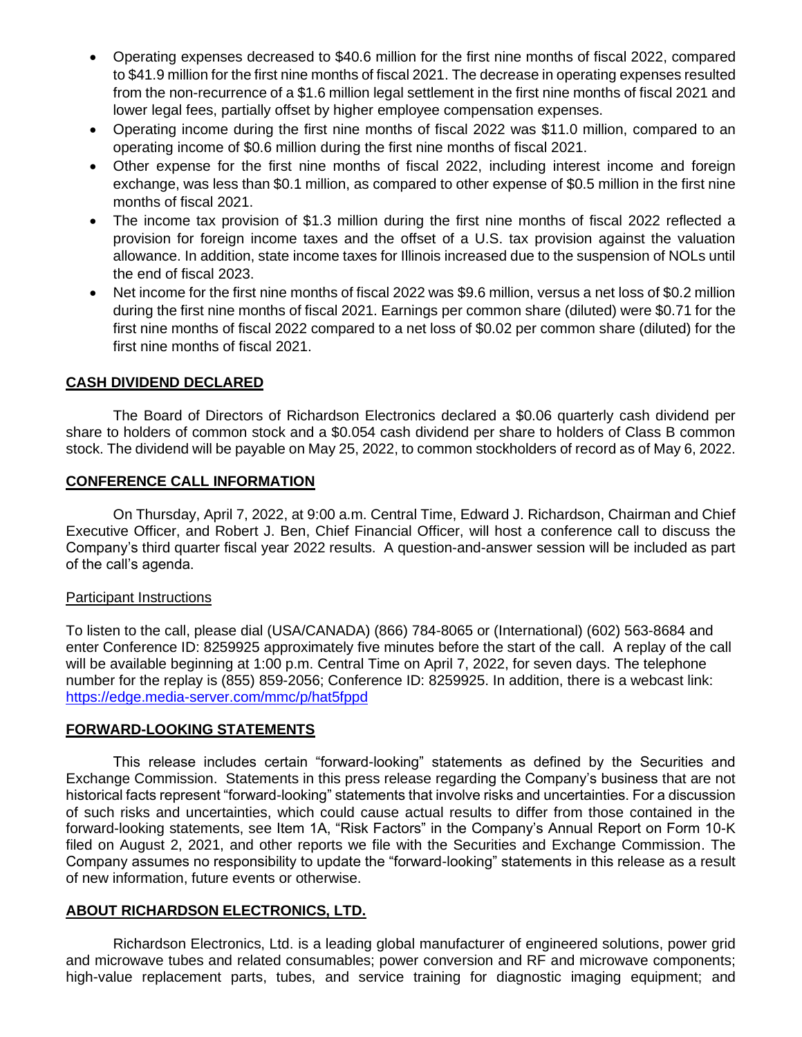- Operating expenses decreased to $40.6 million for the first nine months of fiscal 2022, compared to $41.9 million for the first nine months of fiscal 2021. The decrease in operating expenses resulted from the non-recurrence of a $1.6 million legal settlement in the first nine months of fiscal 2021 and lower legal fees, partially offset by higher employee compensation expenses.
- Operating income during the first nine months of fiscal 2022 was $11.0 million, compared to an operating income of $0.6 million during the first nine months of fiscal 2021.
- Other expense for the first nine months of fiscal 2022, including interest income and foreign exchange, was less than $0.1 million, as compared to other expense of $0.5 million in the first nine months of fiscal 2021.
- The income tax provision of $1.3 million during the first nine months of fiscal 2022 reflected a provision for foreign income taxes and the offset of a U.S. tax provision against the valuation allowance. In addition, state income taxes for Illinois increased due to the suspension of NOLs until the end of fiscal 2023.
- Net income for the first nine months of fiscal 2022 was $9.6 million, versus a net loss of $0.2 million during the first nine months of fiscal 2021. Earnings per common share (diluted) were $0.71 for the first nine months of fiscal 2022 compared to a net loss of $0.02 per common share (diluted) for the first nine months of fiscal 2021.

## CASH DIVIDEND DECLARED

The Board of Directors of Richardson Electronics declared a $0.06 quarterly cash dividend per share to holders of common stock and a $0.054 cash dividend per share to holders of Class B common stock. The dividend will be payable on May 25, 2022, to common stockholders of record as of May 6, 2022.

## CONFERENCE CALL INFORMATION

On Thursday, April 7, 2022, at 9:00 a.m. Central Time, Edward J. Richardson, Chairman and Chief Executive Officer, and Robert J. Ben, Chief Financial Officer, will host a conference call to discuss the Company's third quarter fiscal year 2022 results. A question-and-answer session will be included as part of the call's agenda.

### Participant Instructions

To listen to the call, please dial (USA/CANADA) (866) 784-8065 or (International) (602) 563-8684 and enter Conference ID: 8259925 approximately five minutes before the start of the call. A replay of the call will be available beginning at 1:00 p.m. Central Time on April 7, 2022, for seven days. The telephone number for the replay is (855) 859-2056; Conference ID: 8259925. In addition, there is a webcast link: https://edge.media-server.com/mmc/p/hat5fppd

## FORWARD-LOOKING STATEMENTS

This release includes certain "forward-looking" statements as defined by the Securities and Exchange Commission. Statements in this press release regarding the Company's business that are not historical facts represent "forward-looking" statements that involve risks and uncertainties. For a discussion of such risks and uncertainties, which could cause actual results to differ from those contained in the forward-looking statements, see Item 1A, "Risk Factors" in the Company's Annual Report on Form 10-K filed on August 2, 2021, and other reports we file with the Securities and Exchange Commission. The Company assumes no responsibility to update the "forward-looking" statements in this release as a result of new information, future events or otherwise.

## ABOUT RICHARDSON ELECTRONICS, LTD.

Richardson Electronics, Ltd. is a leading global manufacturer of engineered solutions, power grid and microwave tubes and related consumables; power conversion and RF and microwave components; high-value replacement parts, tubes, and service training for diagnostic imaging equipment; and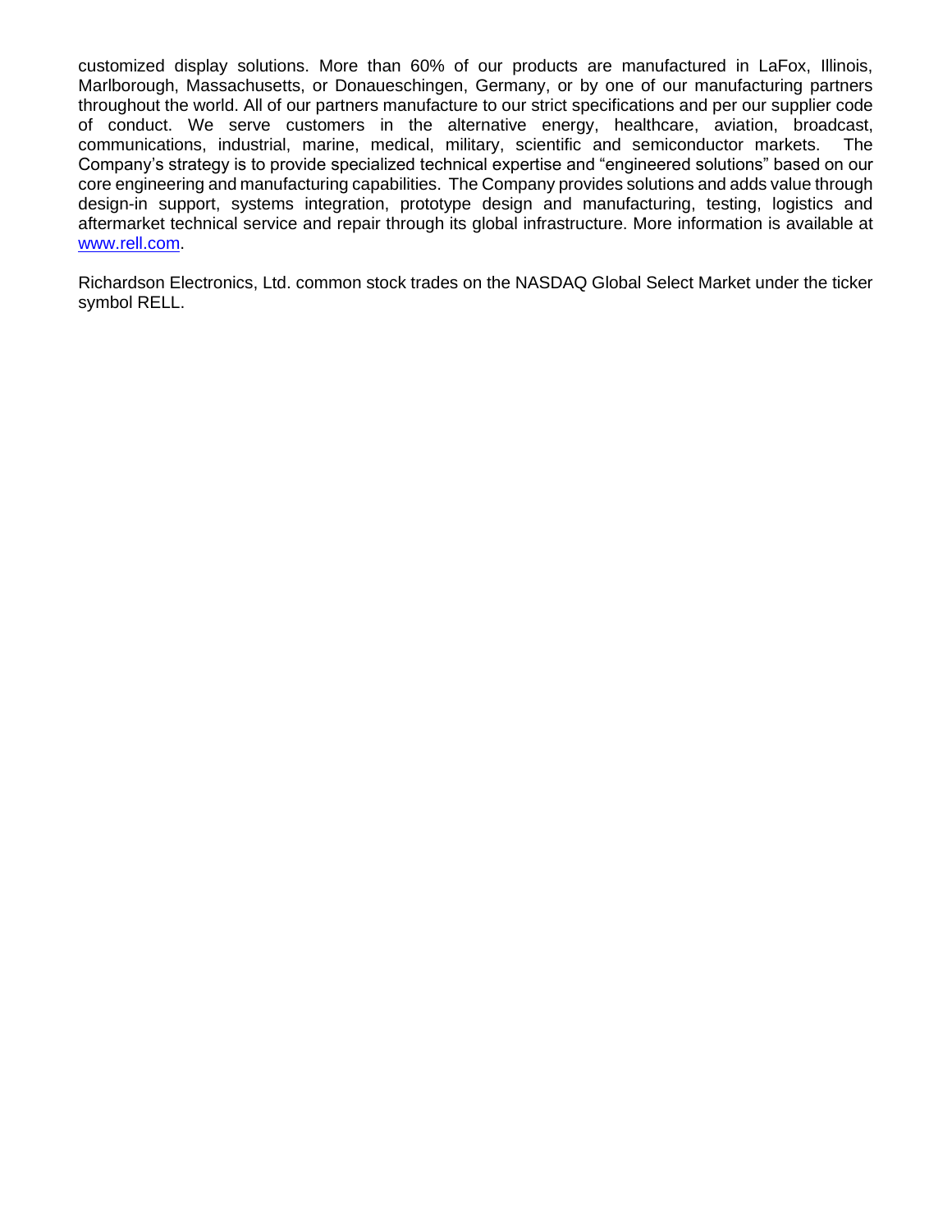customized display solutions. More than 60% of our products are manufactured in LaFox, Illinois, Marlborough, Massachusetts, or Donaueschingen, Germany, or by one of our manufacturing partners throughout the world. All of our partners manufacture to our strict specifications and per our supplier code of conduct. We serve customers in the alternative energy, healthcare, aviation, broadcast, communications, industrial, marine, medical, military, scientific and semiconductor markets. The Company's strategy is to provide specialized technical expertise and "engineered solutions" based on our core engineering and manufacturing capabilities. The Company provides solutions and adds value through design-in support, systems integration, prototype design and manufacturing, testing, logistics and aftermarket technical service and repair through its global infrastructure. More information is available at [www.rell.com](www.rell.com).

Richardson Electronics, Ltd. common stock trades on the NASDAQ Global Select Market under the ticker symbol RELL.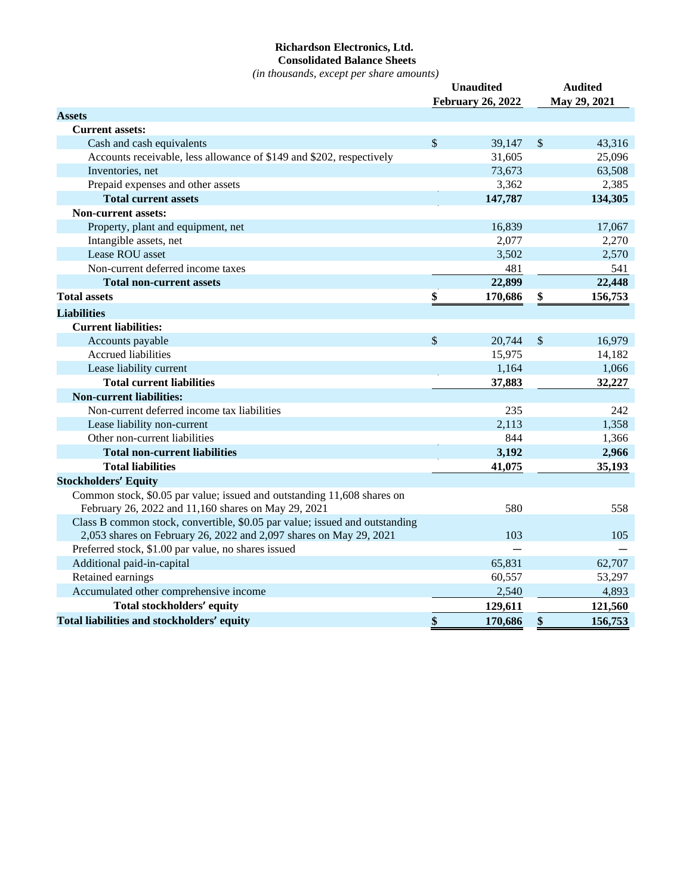# Richardson Electronics, Ltd.

## Consolidated Balance Sheets

*(in thousands, except per share amounts)*

| | Unaudited February 26, 2022 | Audited May 29, 2021 |
|---|---|---|
| **Assets** | | |
| **Current assets:** | | |
| Cash and cash equivalents | $ 39,147 | $ 43,316 |
| Accounts receivable, less allowance of $149 and $202, respectively | 31,605 | 25,096 |
| Inventories, net | 73,673 | 63,508 |
| Prepaid expenses and other assets | 3,362 | 2,385 |
| **Total current assets** | **147,787** | **134,305** |
| **Non-current assets:** | | |
| Property, plant and equipment, net | 16,839 | 17,067 |
| Intangible assets, net | 2,077 | 2,270 |
| Lease ROU asset | 3,502 | 2,570 |
| Non-current deferred income taxes | 481 | 541 |
| **Total non-current assets** | **22,899** | **22,448** |
| **Total assets** | **$ 170,686** | **$ 156,753** |
| **Liabilities** | | |
| **Current liabilities:** | | |
| Accounts payable | $ 20,744 | $ 16,979 |
| Accrued liabilities | 15,975 | 14,182 |
| Lease liability current | 1,164 | 1,066 |
| **Total current liabilities** | **37,883** | **32,227** |
| **Non-current liabilities:** | | |
| Non-current deferred income tax liabilities | 235 | 242 |
| Lease liability non-current | 2,113 | 1,358 |
| Other non-current liabilities | 844 | 1,366 |
| **Total non-current liabilities** | **3,192** | **2,966** |
| **Total liabilities** | **41,075** | **35,193** |
| **Stockholders' Equity** | | |
| Common stock, $0.05 par value; issued and outstanding 11,608 shares on February 26, 2022 and 11,160 shares on May 29, 2021 | 580 | 558 |
| Class B common stock, convertible, $0.05 par value; issued and outstanding 2,053 shares on February 26, 2022 and 2,097 shares on May 29, 2021 | 103 | 105 |
| Preferred stock, $1.00 par value, no shares issued | — | — |
| Additional paid-in-capital | 65,831 | 62,707 |
| Retained earnings | 60,557 | 53,297 |
| Accumulated other comprehensive income | 2,540 | 4,893 |
| **Total stockholders' equity** | **129,611** | **121,560** |
| **Total liabilities and stockholders' equity** | **$ 170,686** | **$ 156,753** |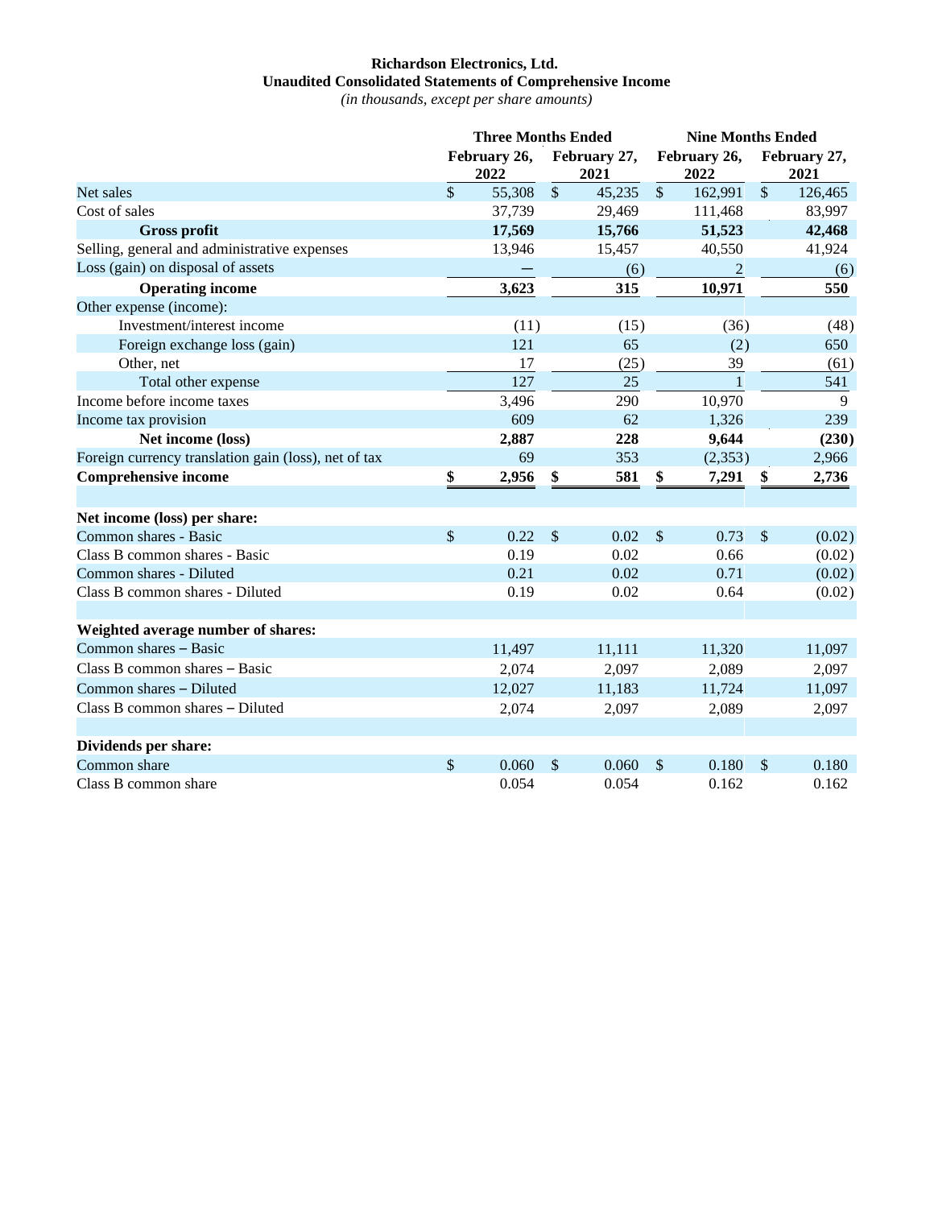**Richardson Electronics, Ltd.**
**Unaudited Consolidated Statements of Comprehensive Income**
*(in thousands, except per share amounts)*

| | Three Months Ended | | Nine Months Ended | |
|---|---|---|---|---|
| | February 26, 2022 | February 27, 2021 | February 26, 2022 | February 27, 2021 |
| Net sales | $ 55,308 | $ 45,235 | $ 162,991 | $ 126,465 |
| Cost of sales | 37,739 | 29,469 | 111,468 | 83,997 |
| **Gross profit** | **17,569** | **15,766** | **51,523** | **42,468** |
| Selling, general and administrative expenses | 13,946 | 15,457 | 40,550 | 41,924 |
| Loss (gain) on disposal of assets | — | (6) | 2 | (6) |
| **Operating income** | **3,623** | **315** | **10,971** | **550** |
| Other expense (income): | | | | |
| Investment/interest income | (11) | (15) | (36) | (48) |
| Foreign exchange loss (gain) | 121 | 65 | (2) | 650 |
| Other, net | 17 | (25) | 39 | (61) |
| Total other expense | 127 | 25 | 1 | 541 |
| Income before income taxes | 3,496 | 290 | 10,970 | 9 |
| Income tax provision | 609 | 62 | 1,326 | 239 |
| **Net income (loss)** | **2,887** | **228** | **9,644** | **(230)** |
| Foreign currency translation gain (loss), net of tax | 69 | 353 | (2,353) | 2,966 |
| **Comprehensive income** | **$ 2,956** | **$ 581** | **$ 7,291** | **$ 2,736** |
| | | | | |
| **Net income (loss) per share:** | | | | |
| Common shares - Basic | $ 0.22 | $ 0.02 | $ 0.73 | $ (0.02) |
| Class B common shares - Basic | 0.19 | 0.02 | 0.66 | (0.02) |
| Common shares - Diluted | 0.21 | 0.02 | 0.71 | (0.02) |
| Class B common shares - Diluted | 0.19 | 0.02 | 0.64 | (0.02) |
| | | | | |
| **Weighted average number of shares:** | | | | |
| Common shares – Basic | 11,497 | 11,111 | 11,320 | 11,097 |
| Class B common shares – Basic | 2,074 | 2,097 | 2,089 | 2,097 |
| Common shares – Diluted | 12,027 | 11,183 | 11,724 | 11,097 |
| Class B common shares – Diluted | 2,074 | 2,097 | 2,089 | 2,097 |
| | | | | |
| **Dividends per share:** | | | | |
| Common share | $ 0.060 | $ 0.060 | $ 0.180 | $ 0.180 |
| Class B common share | 0.054 | 0.054 | 0.162 | 0.162 |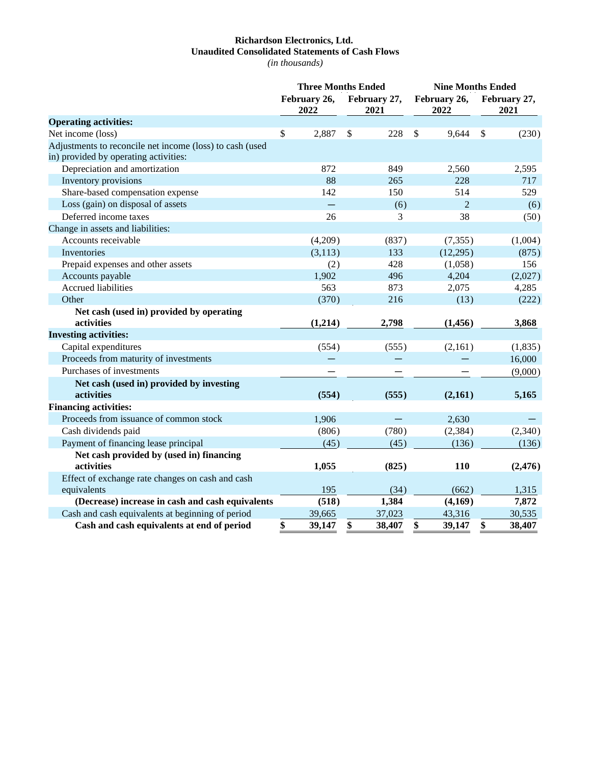**Richardson Electronics, Ltd.**
**Unaudited Consolidated Statements of Cash Flows**
*(in thousands)*

| | Three Months Ended | | Nine Months Ended | |
|---|---|---|---|---|
| | February 26, 2022 | February 27, 2021 | February 26, 2022 | February 27, 2021 |
| **Operating activities:** | | | | |
| Net income (loss) | $ 2,887 | $ 228 | $ 9,644 | $ (230) |
| Adjustments to reconcile net income (loss) to cash (used in) provided by operating activities: | | | | |
| Depreciation and amortization | 872 | 849 | 2,560 | 2,595 |
| Inventory provisions | 88 | 265 | 228 | 717 |
| Share-based compensation expense | 142 | 150 | 514 | 529 |
| Loss (gain) on disposal of assets | — | (6) | 2 | (6) |
| Deferred income taxes | 26 | 3 | 38 | (50) |
| Change in assets and liabilities: | | | | |
| Accounts receivable | (4,209) | (837) | (7,355) | (1,004) |
| Inventories | (3,113) | 133 | (12,295) | (875) |
| Prepaid expenses and other assets | (2) | 428 | (1,058) | 156 |
| Accounts payable | 1,902 | 496 | 4,204 | (2,027) |
| Accrued liabilities | 563 | 873 | 2,075 | 4,285 |
| Other | (370) | 216 | (13) | (222) |
| **Net cash (used in) provided by operating activities** | **(1,214)** | **2,798** | **(1,456)** | **3,868** |
| **Investing activities:** | | | | |
| Capital expenditures | (554) | (555) | (2,161) | (1,835) |
| Proceeds from maturity of investments | — | — | — | 16,000 |
| Purchases of investments | — | — | — | (9,000) |
| **Net cash (used in) provided by investing activities** | **(554)** | **(555)** | **(2,161)** | **5,165** |
| **Financing activities:** | | | | |
| Proceeds from issuance of common stock | 1,906 | — | 2,630 | — |
| Cash dividends paid | (806) | (780) | (2,384) | (2,340) |
| Payment of financing lease principal | (45) | (45) | (136) | (136) |
| **Net cash provided by (used in) financing activities** | **1,055** | **(825)** | **110** | **(2,476)** |
| Effect of exchange rate changes on cash and cash equivalents | 195 | (34) | (662) | 1,315 |
| **(Decrease) increase in cash and cash equivalents** | **(518)** | **1,384** | **(4,169)** | **7,872** |
| Cash and cash equivalents at beginning of period | 39,665 | 37,023 | 43,316 | 30,535 |
| **Cash and cash equivalents at end of period** | **$ 39,147** | **$ 38,407** | **$ 39,147** | **$ 38,407** |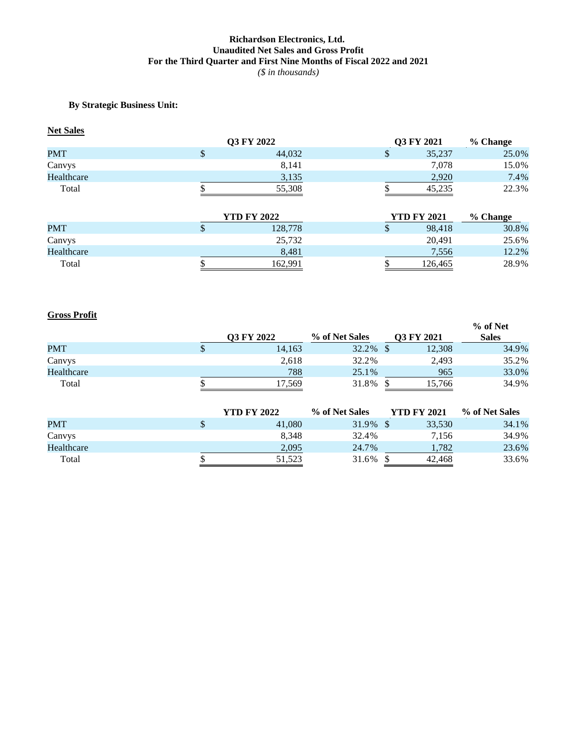**Richardson Electronics, Ltd.**
**Unaudited Net Sales and Gross Profit**
**For the Third Quarter and First Nine Months of Fiscal 2022 and 2021**
*($ in thousands)*

**By Strategic Business Unit:**

**Net Sales**

| | Q3 FY 2022 | Q3 FY 2021 | % Change |
|---|---|---|---|
| PMT | $ 44,032 | $ 35,237 | 25.0% |
| Canvys | 8,141 | 7,078 | 15.0% |
| Healthcare | 3,135 | 2,920 | 7.4% |
| Total | $ 55,308 | $ 45,235 | 22.3% |

| | YTD FY 2022 | YTD FY 2021 | % Change |
|---|---|---|---|
| PMT | $ 128,778 | $ 98,418 | 30.8% |
| Canvys | 25,732 | 20,491 | 25.6% |
| Healthcare | 8,481 | 7,556 | 12.2% |
| Total | $ 162,991 | $ 126,465 | 28.9% |

**Gross Profit**

| | Q3 FY 2022 | % of Net Sales | Q3 FY 2021 | % of Net Sales |
|---|---|---|---|---|
| PMT | $ 14,163 | 32.2% | $ 12,308 | 34.9% |
| Canvys | 2,618 | 32.2% | 2,493 | 35.2% |
| Healthcare | 788 | 25.1% | 965 | 33.0% |
| Total | $ 17,569 | 31.8% | $ 15,766 | 34.9% |

| | YTD FY 2022 | % of Net Sales | YTD FY 2021 | % of Net Sales |
|---|---|---|---|---|
| PMT | $ 41,080 | 31.9% | $ 33,530 | 34.1% |
| Canvys | 8,348 | 32.4% | 7,156 | 34.9% |
| Healthcare | 2,095 | 24.7% | 1,782 | 23.6% |
| Total | $ 51,523 | 31.6% | $ 42,468 | 33.6% |